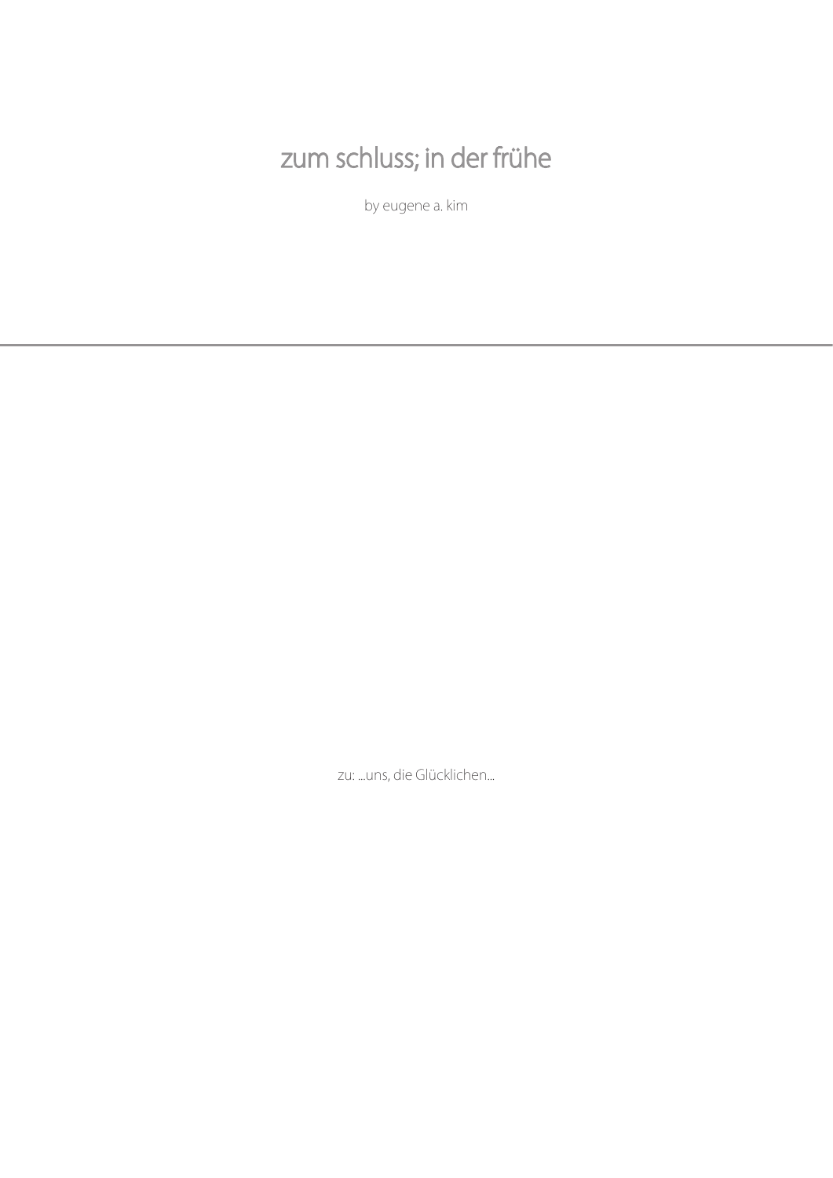# zum schluss; in der frühe

by eugene a. kim

---

zu: ...uns, die Glücklichen...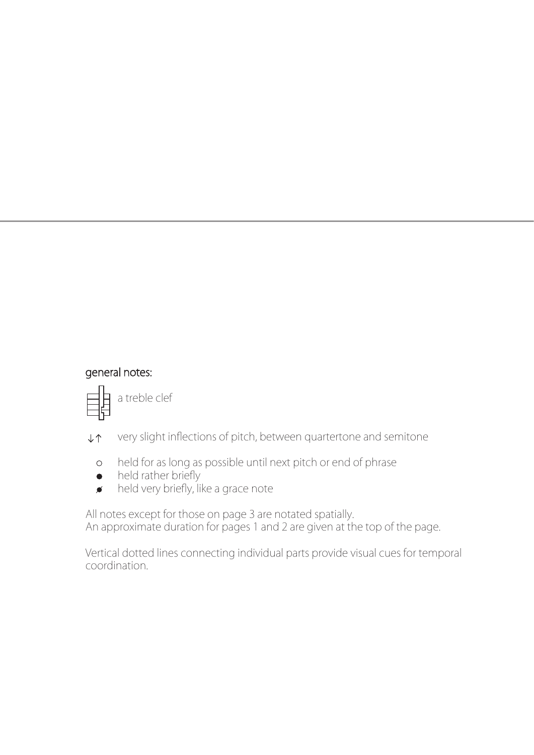general notes:

a treble clef

↓↑ very slight inflections of pitch, between quartertone and semitone

- ○ held for as long as possible until next pitch or end of phrase
- ● held rather briefly
- held very briefly, like a grace note

All notes except for those on page 3 are notated spatially.
An approximate duration for pages 1 and 2 are given at the top of the page.

Vertical dotted lines connecting individual parts provide visual cues for temporal coordination.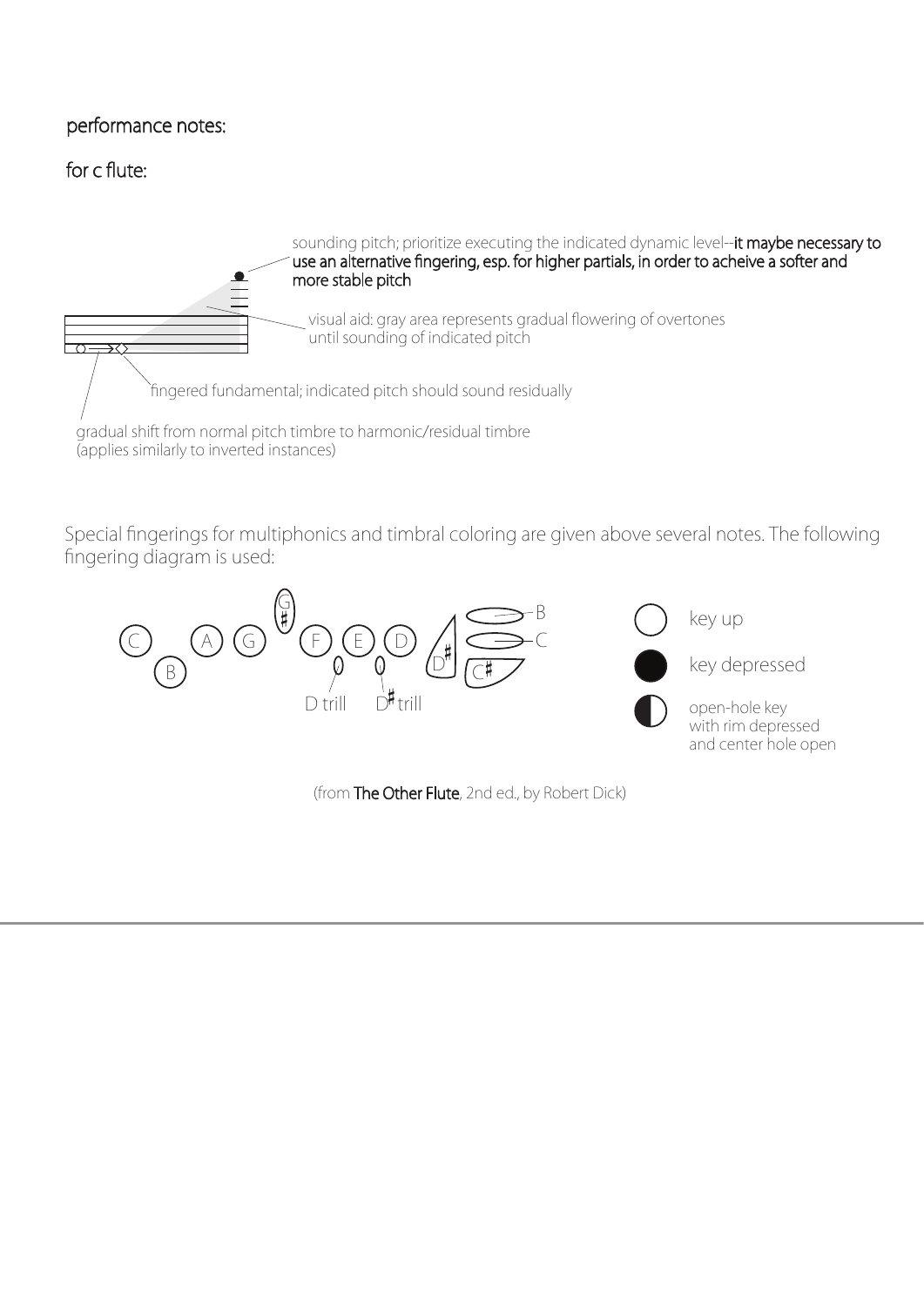performance notes:

for c flute:

sounding pitch; prioritize executing the indicated dynamic level--**it maybe necessary to use an alternative fingering, esp. for higher partials, in order to acheive a softer and more stable pitch**

visual aid: gray area represents gradual flowering of overtones until sounding of indicated pitch

fingered fundamental; indicated pitch should sound residually

gradual shift from normal pitch timbre to harmonic/residual timbre (applies similarly to inverted instances)

Special fingerings for multiphonics and timbral coloring are given above several notes. The following fingering diagram is used:

C A G G♯ F E D D♯ B C C♯ B

D trill D♯ trill

key up

key depressed

open-hole key with rim depressed and center hole open

(from **The Other Flute**, 2nd ed., by Robert Dick)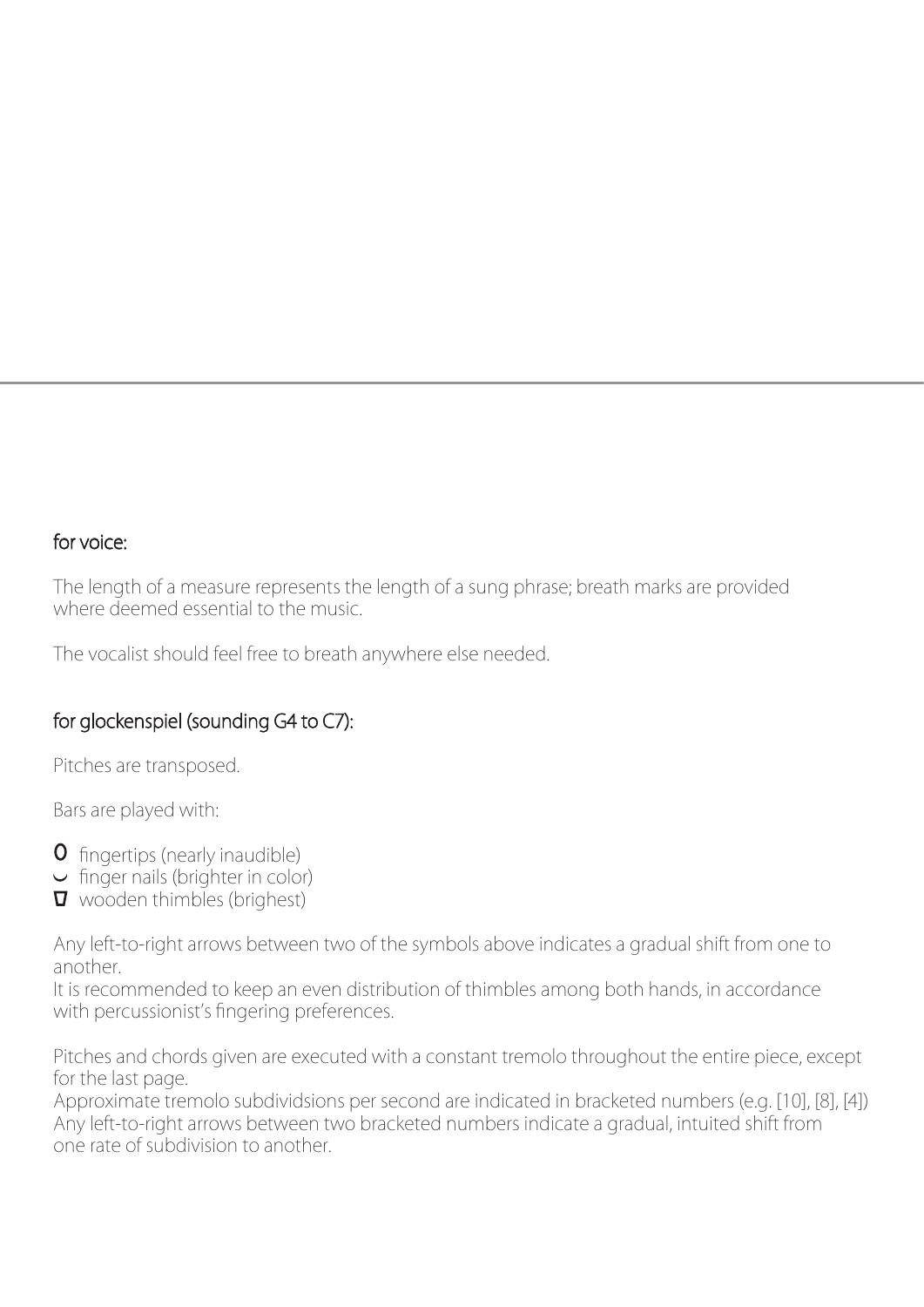## for voice:

The length of a measure represents the length of a sung phrase; breath marks are provided where deemed essential to the music.

The vocalist should feel free to breath anywhere else needed.

## for glockenspiel (sounding G4 to C7):

Pitches are transposed.

Bars are played with:

- O fingertips (nearly inaudible)
- ◡ finger nails (brighter in color)
- ∇ wooden thimbles (brighest)

Any left-to-right arrows between two of the symbols above indicates a gradual shift from one to another.
It is recommended to keep an even distribution of thimbles among both hands, in accordance with percussionist's fingering preferences.

Pitches and chords given are executed with a constant tremolo throughout the entire piece, except for the last page.
Approximate tremolo subdividsions per second are indicated in bracketed numbers (e.g. [10], [8], [4])
Any left-to-right arrows between two bracketed numbers indicate a gradual, intuited shift from one rate of subdivision to another.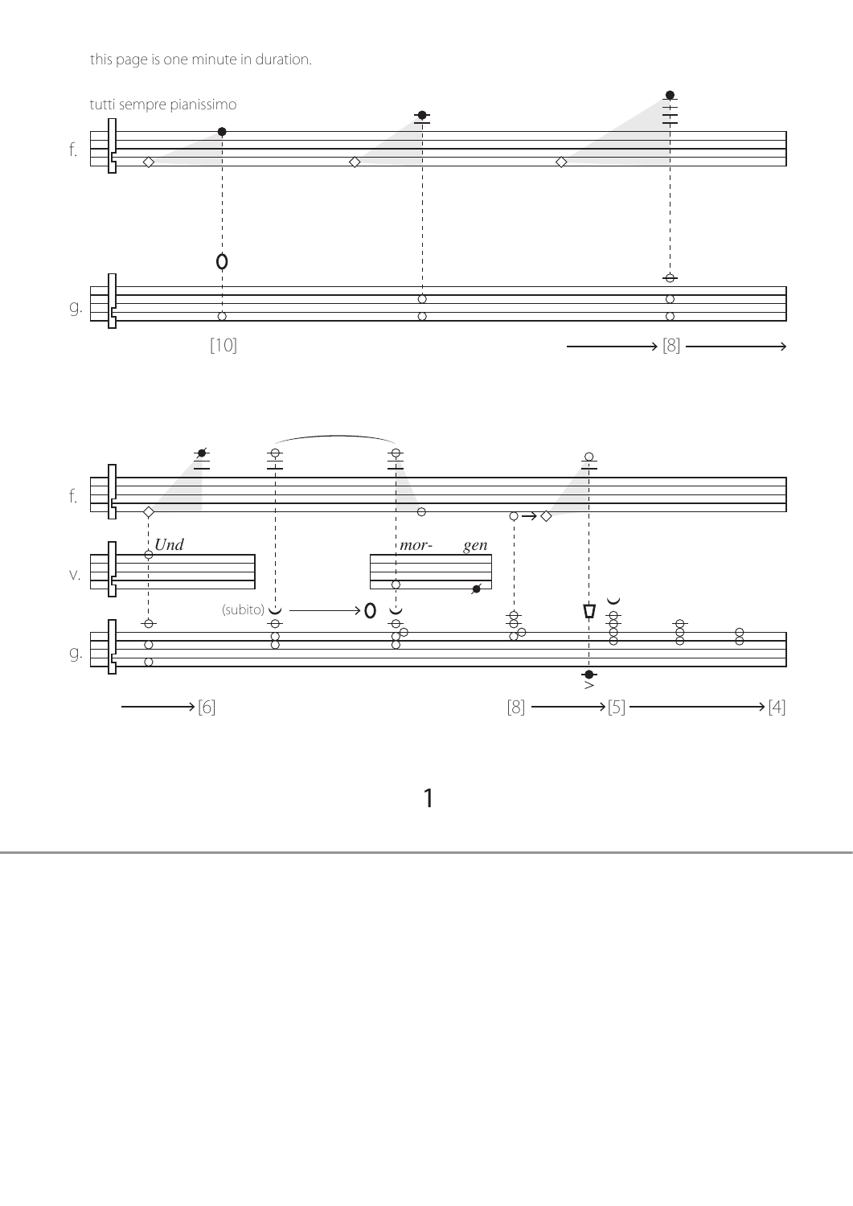this page is one minute in duration.

tutti sempre pianissimo

f.

g.

[10]

[8]

f.

v.

*Und*

*mor- gen*

(subito)

g.

[6]

[8] [5] [4]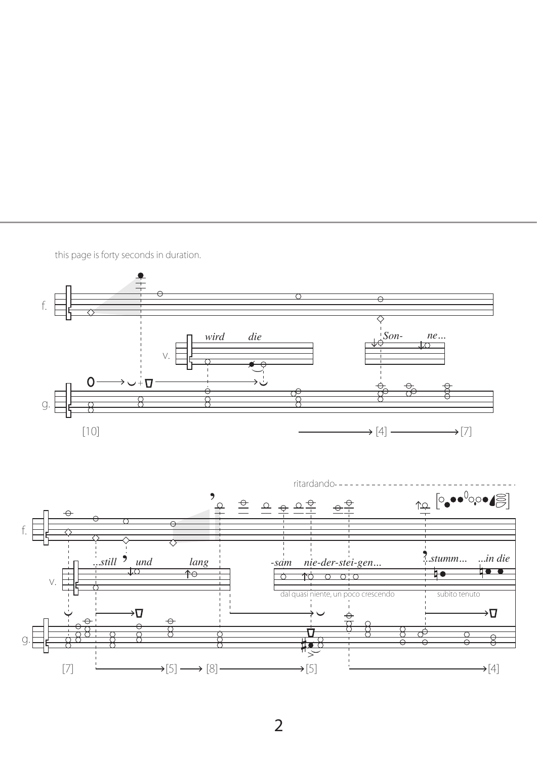this page is forty seconds in duration.

f.

*wird* *die*

v.

*Son-* *ne...*

g.

[10] [4] [7]

ritardando

f.

*...still* *und* *lang* *-sam* *nie-der-stei-gen...* *...stumm...* *...in die*

v.

dal quasi niente, un poco crescendo subito tenuto

g.

[7] [5] [8] [5] [4]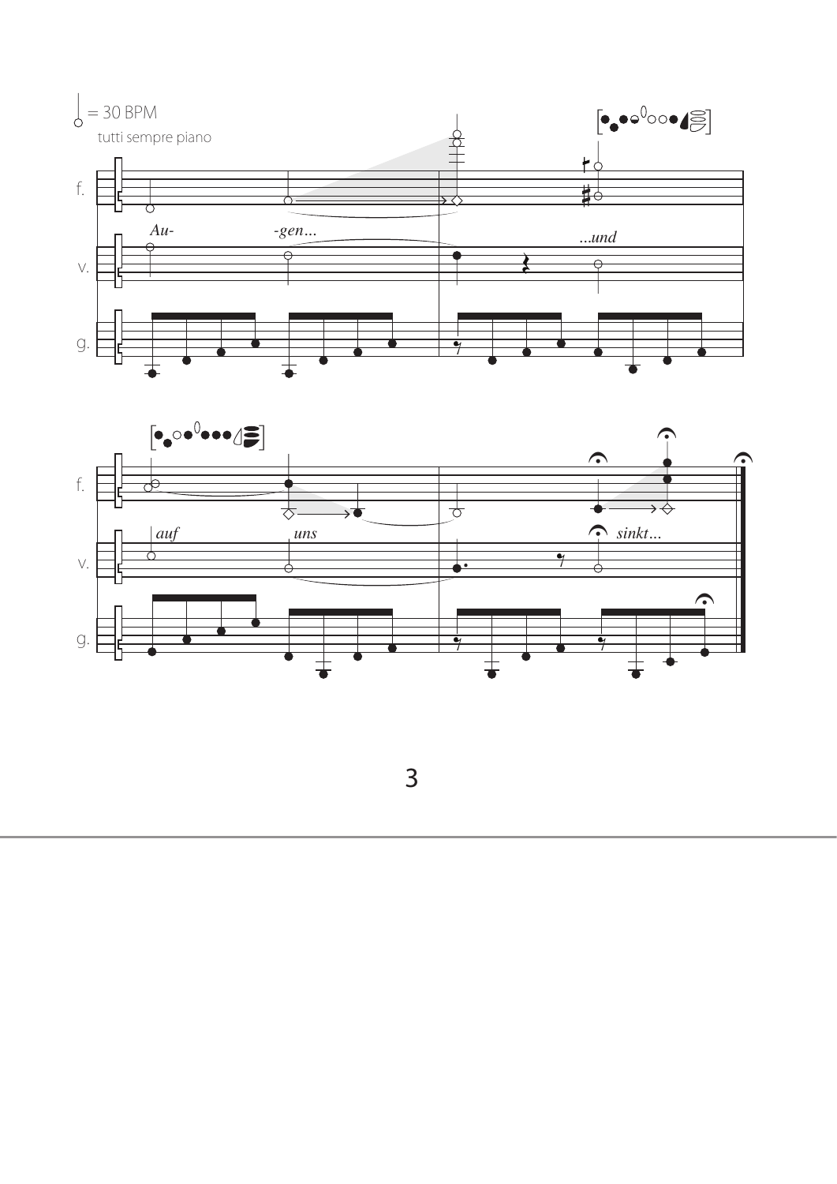♩ = 30 BPM

tutti sempre piano

f.

v.

*Au-* *-gen...* *...und*

g.

f.

v.

*auf* *uns* *sinkt...*

g.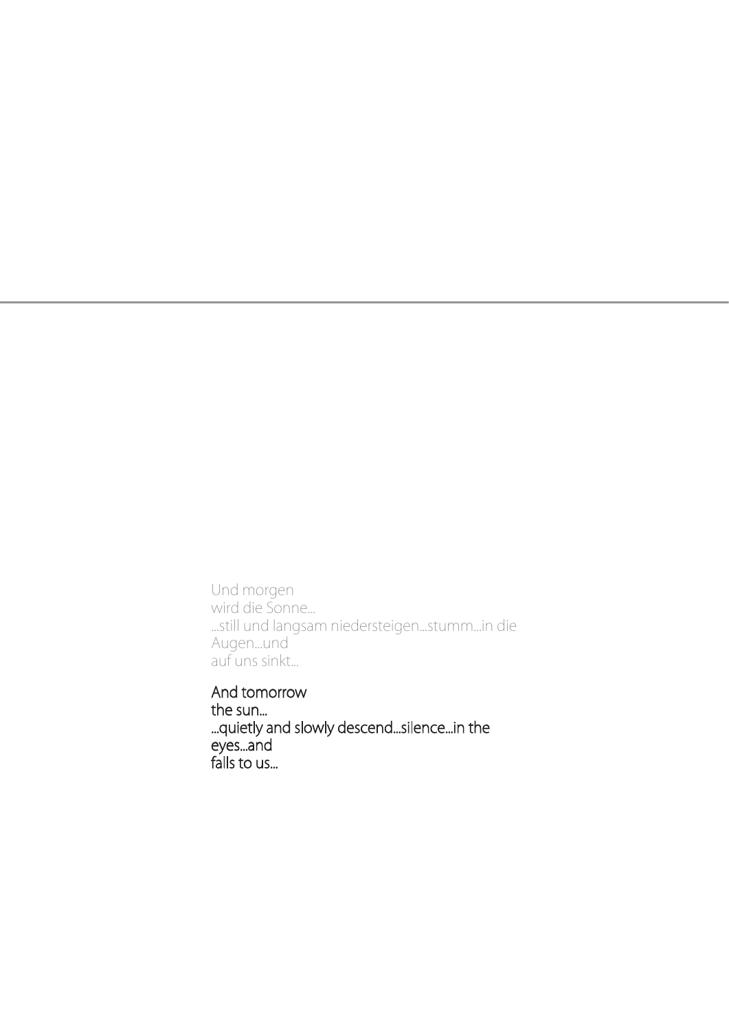Und morgen
wird die Sonne...
...still und langsam niedersteigen...stumm...in die
Augen...und
auf uns sinkt...

And tomorrow
the sun...
...quietly and slowly descend...silence...in the
eyes...and
falls to us...